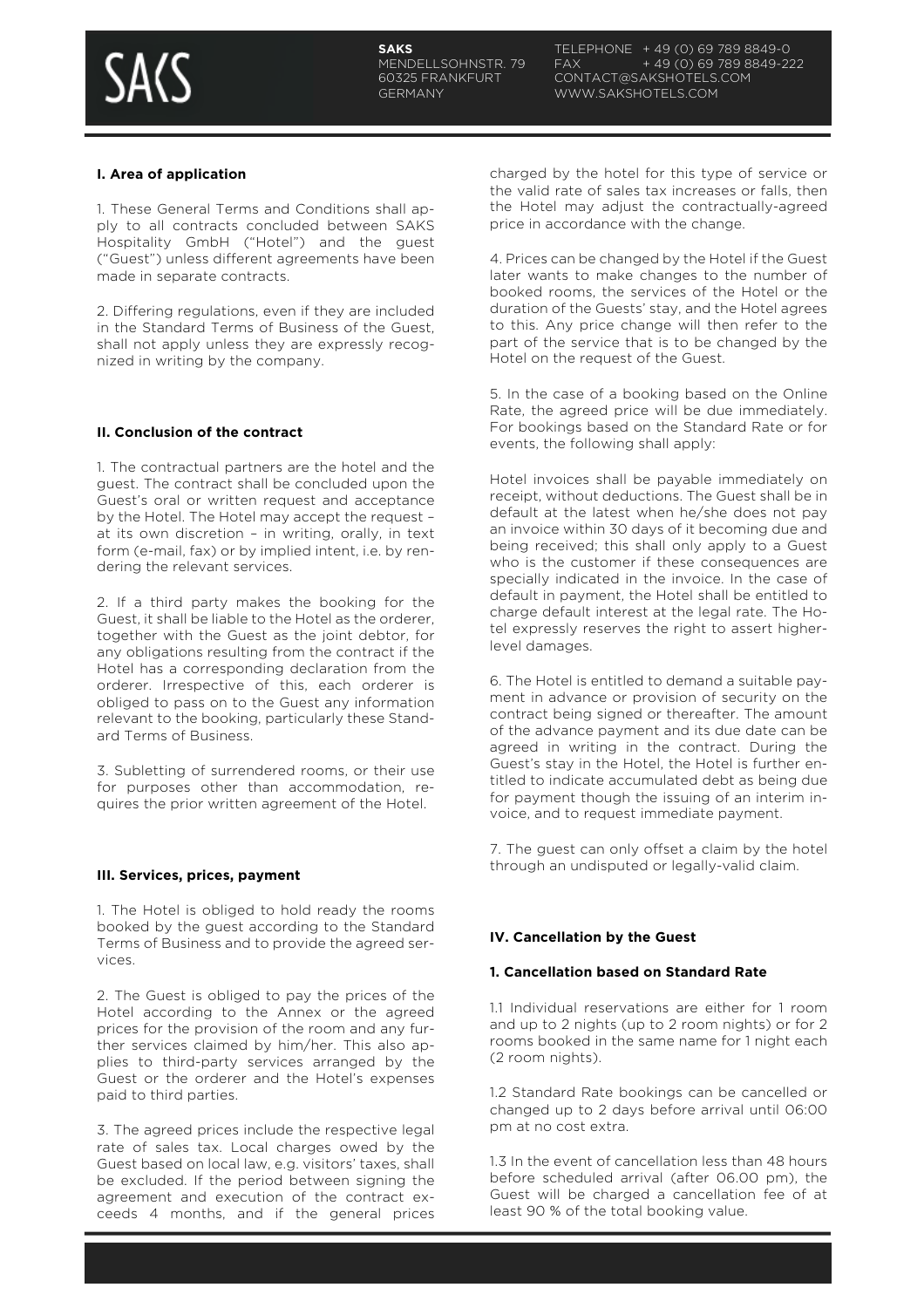**SAKS**
MENDELLSOHNSTR. 79
60325 FRANKFURT
GERMANY

TELEPHONE + 49 (0) 69 789 8849-0
FAX + 49 (0) 69 789 8849-222
CONTACT@SAKSHOTELS.COM
WWW.SAKSHOTELS.COM

## I. Area of application

1. These General Terms and Conditions shall apply to all contracts concluded between SAKS Hospitality GmbH ("Hotel") and the guest ("Guest") unless different agreements have been made in separate contracts.

2. Differing regulations, even if they are included in the Standard Terms of Business of the Guest, shall not apply unless they are expressly recognized in writing by the company.

## II. Conclusion of the contract

1. The contractual partners are the hotel and the guest. The contract shall be concluded upon the Guest's oral or written request and acceptance by the Hotel. The Hotel may accept the request – at its own discretion – in writing, orally, in text form (e-mail, fax) or by implied intent, i.e. by rendering the relevant services.

2. If a third party makes the booking for the Guest, it shall be liable to the Hotel as the orderer, together with the Guest as the joint debtor, for any obligations resulting from the contract if the Hotel has a corresponding declaration from the orderer. Irrespective of this, each orderer is obliged to pass on to the Guest any information relevant to the booking, particularly these Standard Terms of Business.

3. Subletting of surrendered rooms, or their use for purposes other than accommodation, requires the prior written agreement of the Hotel.

## III. Services, prices, payment

1. The Hotel is obliged to hold ready the rooms booked by the guest according to the Standard Terms of Business and to provide the agreed services.

2. The Guest is obliged to pay the prices of the Hotel according to the Annex or the agreed prices for the provision of the room and any further services claimed by him/her. This also applies to third-party services arranged by the Guest or the orderer and the Hotel's expenses paid to third parties.

3. The agreed prices include the respective legal rate of sales tax. Local charges owed by the Guest based on local law, e.g. visitors' taxes, shall be excluded. If the period between signing the agreement and execution of the contract exceeds 4 months, and if the general prices charged by the hotel for this type of service or the valid rate of sales tax increases or falls, then the Hotel may adjust the contractually-agreed price in accordance with the change.

4. Prices can be changed by the Hotel if the Guest later wants to make changes to the number of booked rooms, the services of the Hotel or the duration of the Guests' stay, and the Hotel agrees to this. Any price change will then refer to the part of the service that is to be changed by the Hotel on the request of the Guest.

5. In the case of a booking based on the Online Rate, the agreed price will be due immediately. For bookings based on the Standard Rate or for events, the following shall apply:

Hotel invoices shall be payable immediately on receipt, without deductions. The Guest shall be in default at the latest when he/she does not pay an invoice within 30 days of it becoming due and being received; this shall only apply to a Guest who is the customer if these consequences are specially indicated in the invoice. In the case of default in payment, the Hotel shall be entitled to charge default interest at the legal rate. The Hotel expressly reserves the right to assert higher-level damages.

6. The Hotel is entitled to demand a suitable payment in advance or provision of security on the contract being signed or thereafter. The amount of the advance payment and its due date can be agreed in writing in the contract. During the Guest's stay in the Hotel, the Hotel is further entitled to indicate accumulated debt as being due for payment though the issuing of an interim invoice, and to request immediate payment.

7. The guest can only offset a claim by the hotel through an undisputed or legally-valid claim.

## IV. Cancellation by the Guest

### 1. Cancellation based on Standard Rate

1.1 Individual reservations are either for 1 room and up to 2 nights (up to 2 room nights) or for 2 rooms booked in the same name for 1 night each (2 room nights).

1.2 Standard Rate bookings can be cancelled or changed up to 2 days before arrival until 06:00 pm at no cost extra.

1.3 In the event of cancellation less than 48 hours before scheduled arrival (after 06.00 pm), the Guest will be charged a cancellation fee of at least 90 % of the total booking value.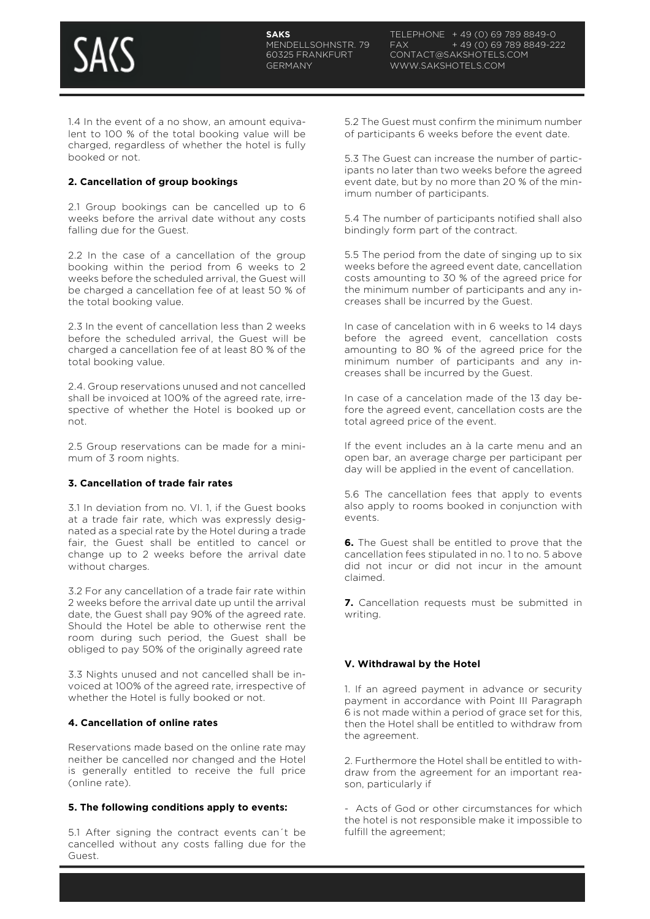1.4 In the event of a no show, an amount equivalent to 100 % of the total booking value will be charged, regardless of whether the hotel is fully booked or not.

**2. Cancellation of group bookings**

2.1 Group bookings can be cancelled up to 6 weeks before the arrival date without any costs falling due for the Guest.

2.2 In the case of a cancellation of the group booking within the period from 6 weeks to 2 weeks before the scheduled arrival, the Guest will be charged a cancellation fee of at least 50 % of the total booking value.

2.3 In the event of cancellation less than 2 weeks before the scheduled arrival, the Guest will be charged a cancellation fee of at least 80 % of the total booking value.

2.4. Group reservations unused and not cancelled shall be invoiced at 100% of the agreed rate, irrespective of whether the Hotel is booked up or not.

2.5 Group reservations can be made for a minimum of 3 room nights.

**3. Cancellation of trade fair rates**

3.1 In deviation from no. VI. 1, if the Guest books at a trade fair rate, which was expressly designated as a special rate by the Hotel during a trade fair, the Guest shall be entitled to cancel or change up to 2 weeks before the arrival date without charges.

3.2 For any cancellation of a trade fair rate within 2 weeks before the arrival date up until the arrival date, the Guest shall pay 90% of the agreed rate. Should the Hotel be able to otherwise rent the room during such period, the Guest shall be obliged to pay 50% of the originally agreed rate

3.3 Nights unused and not cancelled shall be invoiced at 100% of the agreed rate, irrespective of whether the Hotel is fully booked or not.

**4. Cancellation of online rates**

Reservations made based on the online rate may neither be cancelled nor changed and the Hotel is generally entitled to receive the full price (online rate).

**5. The following conditions apply to events:**

5.1 After signing the contract events can´t be cancelled without any costs falling due for the Guest.

5.2 The Guest must confirm the minimum number of participants 6 weeks before the event date.

5.3 The Guest can increase the number of participants no later than two weeks before the agreed event date, but by no more than 20 % of the minimum number of participants.

5.4 The number of participants notified shall also bindingly form part of the contract.

5.5 The period from the date of singing up to six weeks before the agreed event date, cancellation costs amounting to 30 % of the agreed price for the minimum number of participants and any increases shall be incurred by the Guest.

In case of cancelation with in 6 weeks to 14 days before the agreed event, cancellation costs amounting to 80 % of the agreed price for the minimum number of participants and any increases shall be incurred by the Guest.

In case of a cancelation made of the 13 day before the agreed event, cancellation costs are the total agreed price of the event.

If the event includes an à la carte menu and an open bar, an average charge per participant per day will be applied in the event of cancellation.

5.6 The cancellation fees that apply to events also apply to rooms booked in conjunction with events.

**6.** The Guest shall be entitled to prove that the cancellation fees stipulated in no. 1 to no. 5 above did not incur or did not incur in the amount claimed.

**7.** Cancellation requests must be submitted in writing.

**V. Withdrawal by the Hotel**

1. If an agreed payment in advance or security payment in accordance with Point III Paragraph 6 is not made within a period of grace set for this, then the Hotel shall be entitled to withdraw from the agreement.

2. Furthermore the Hotel shall be entitled to withdraw from the agreement for an important reason, particularly if

- Acts of God or other circumstances for which the hotel is not responsible make it impossible to fulfill the agreement;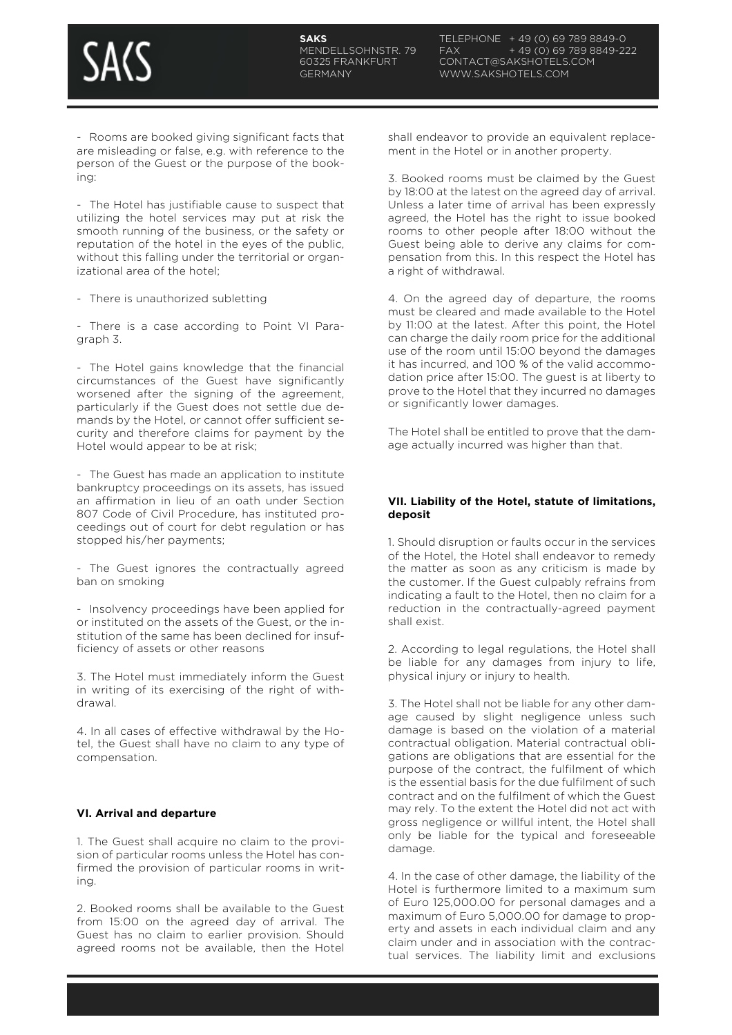- Rooms are booked giving significant facts that are misleading or false, e.g. with reference to the person of the Guest or the purpose of the booking:

- The Hotel has justifiable cause to suspect that utilizing the hotel services may put at risk the smooth running of the business, or the safety or reputation of the hotel in the eyes of the public, without this falling under the territorial or organizational area of the hotel;

- There is unauthorized subletting

- There is a case according to Point VI Paragraph 3.

- The Hotel gains knowledge that the financial circumstances of the Guest have significantly worsened after the signing of the agreement, particularly if the Guest does not settle due demands by the Hotel, or cannot offer sufficient security and therefore claims for payment by the Hotel would appear to be at risk;

- The Guest has made an application to institute bankruptcy proceedings on its assets, has issued an affirmation in lieu of an oath under Section 807 Code of Civil Procedure, has instituted proceedings out of court for debt regulation or has stopped his/her payments;

- The Guest ignores the contractually agreed ban on smoking

- Insolvency proceedings have been applied for or instituted on the assets of the Guest, or the institution of the same has been declined for insufficiency of assets or other reasons

3. The Hotel must immediately inform the Guest in writing of its exercising of the right of withdrawal.

4. In all cases of effective withdrawal by the Hotel, the Guest shall have no claim to any type of compensation.

### VI. Arrival and departure

1. The Guest shall acquire no claim to the provision of particular rooms unless the Hotel has confirmed the provision of particular rooms in writing.

2. Booked rooms shall be available to the Guest from 15:00 on the agreed day of arrival. The Guest has no claim to earlier provision. Should agreed rooms not be available, then the Hotel shall endeavor to provide an equivalent replacement in the Hotel or in another property.

3. Booked rooms must be claimed by the Guest by 18:00 at the latest on the agreed day of arrival. Unless a later time of arrival has been expressly agreed, the Hotel has the right to issue booked rooms to other people after 18:00 without the Guest being able to derive any claims for compensation from this. In this respect the Hotel has a right of withdrawal.

4. On the agreed day of departure, the rooms must be cleared and made available to the Hotel by 11:00 at the latest. After this point, the Hotel can charge the daily room price for the additional use of the room until 15:00 beyond the damages it has incurred, and 100 % of the valid accommodation price after 15:00. The guest is at liberty to prove to the Hotel that they incurred no damages or significantly lower damages.

The Hotel shall be entitled to prove that the damage actually incurred was higher than that.

### VII. Liability of the Hotel, statute of limitations, deposit

1. Should disruption or faults occur in the services of the Hotel, the Hotel shall endeavor to remedy the matter as soon as any criticism is made by the customer. If the Guest culpably refrains from indicating a fault to the Hotel, then no claim for a reduction in the contractually-agreed payment shall exist.

2. According to legal regulations, the Hotel shall be liable for any damages from injury to life, physical injury or injury to health.

3. The Hotel shall not be liable for any other damage caused by slight negligence unless such damage is based on the violation of a material contractual obligation. Material contractual obligations are obligations that are essential for the purpose of the contract, the fulfilment of which is the essential basis for the due fulfilment of such contract and on the fulfilment of which the Guest may rely. To the extent the Hotel did not act with gross negligence or willful intent, the Hotel shall only be liable for the typical and foreseeable damage.

4. In the case of other damage, the liability of the Hotel is furthermore limited to a maximum sum of Euro 125,000.00 for personal damages and a maximum of Euro 5,000.00 for damage to property and assets in each individual claim and any claim under and in association with the contractual services. The liability limit and exclusions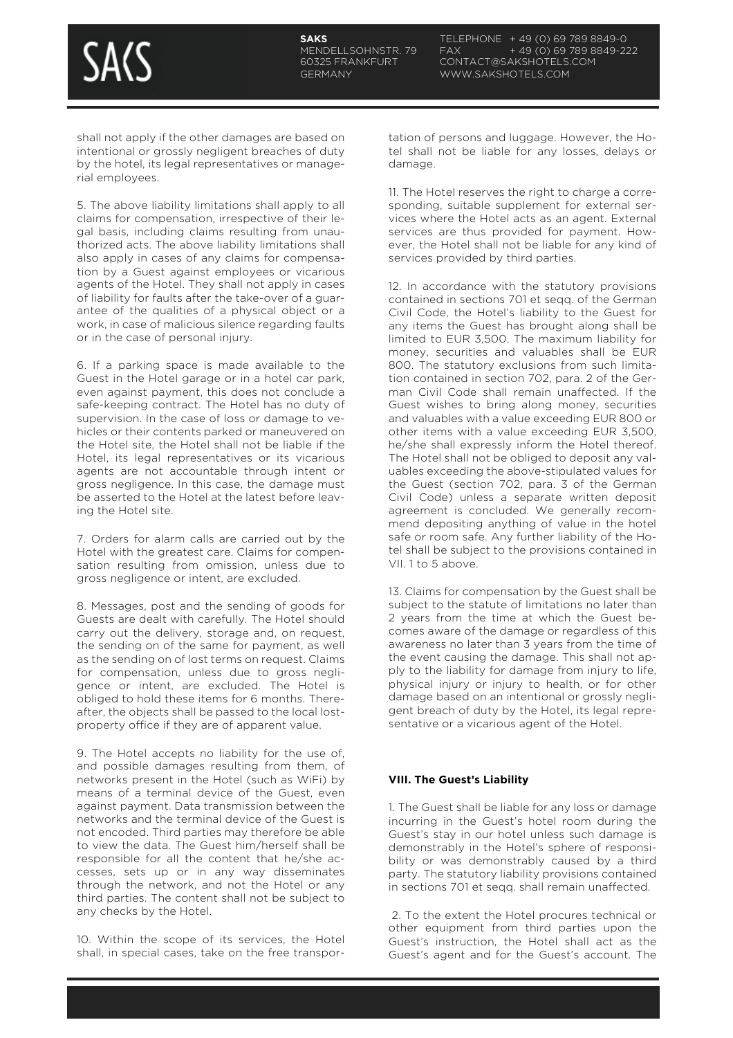shall not apply if the other damages are based on intentional or grossly negligent breaches of duty by the hotel, its legal representatives or managerial employees.

5. The above liability limitations shall apply to all claims for compensation, irrespective of their legal basis, including claims resulting from unauthorized acts. The above liability limitations shall also apply in cases of any claims for compensation by a Guest against employees or vicarious agents of the Hotel. They shall not apply in cases of liability for faults after the take-over of a guarantee of the qualities of a physical object or a work, in case of malicious silence regarding faults or in the case of personal injury.

6. If a parking space is made available to the Guest in the Hotel garage or in a hotel car park, even against payment, this does not conclude a safe-keeping contract. The Hotel has no duty of supervision. In the case of loss or damage to vehicles or their contents parked or maneuvered on the Hotel site, the Hotel shall not be liable if the Hotel, its legal representatives or its vicarious agents are not accountable through intent or gross negligence. In this case, the damage must be asserted to the Hotel at the latest before leaving the Hotel site.

7. Orders for alarm calls are carried out by the Hotel with the greatest care. Claims for compensation resulting from omission, unless due to gross negligence or intent, are excluded.

8. Messages, post and the sending of goods for Guests are dealt with carefully. The Hotel should carry out the delivery, storage and, on request, the sending on of the same for payment, as well as the sending on of lost terms on request. Claims for compensation, unless due to gross negligence or intent, are excluded. The Hotel is obliged to hold these items for 6 months. Thereafter, the objects shall be passed to the local lost-property office if they are of apparent value.

9. The Hotel accepts no liability for the use of, and possible damages resulting from them, of networks present in the Hotel (such as WiFi) by means of a terminal device of the Guest, even against payment. Data transmission between the networks and the terminal device of the Guest is not encoded. Third parties may therefore be able to view the data. The Guest him/herself shall be responsible for all the content that he/she accesses, sets up or in any way disseminates through the network, and not the Hotel or any third parties. The content shall not be subject to any checks by the Hotel.

10. Within the scope of its services, the Hotel shall, in special cases, take on the free transportation of persons and luggage. However, the Hotel shall not be liable for any losses, delays or damage.

11. The Hotel reserves the right to charge a corresponding, suitable supplement for external services where the Hotel acts as an agent. External services are thus provided for payment. However, the Hotel shall not be liable for any kind of services provided by third parties.

12. In accordance with the statutory provisions contained in sections 701 et seqq. of the German Civil Code, the Hotel's liability to the Guest for any items the Guest has brought along shall be limited to EUR 3,500. The maximum liability for money, securities and valuables shall be EUR 800. The statutory exclusions from such limitation contained in section 702, para. 2 of the German Civil Code shall remain unaffected. If the Guest wishes to bring along money, securities and valuables with a value exceeding EUR 800 or other items with a value exceeding EUR 3,500, he/she shall expressly inform the Hotel thereof. The Hotel shall not be obliged to deposit any valuables exceeding the above-stipulated values for the Guest (section 702, para. 3 of the German Civil Code) unless a separate written deposit agreement is concluded. We generally recommend depositing anything of value in the hotel safe or room safe. Any further liability of the Hotel shall be subject to the provisions contained in VII. 1 to 5 above.

13. Claims for compensation by the Guest shall be subject to the statute of limitations no later than 2 years from the time at which the Guest becomes aware of the damage or regardless of this awareness no later than 3 years from the time of the event causing the damage. This shall not apply to the liability for damage from injury to life, physical injury or injury to health, or for other damage based on an intentional or grossly negligent breach of duty by the Hotel, its legal representative or a vicarious agent of the Hotel.

**VIII. The Guest's Liability**

1. The Guest shall be liable for any loss or damage incurring in the Guest's hotel room during the Guest's stay in our hotel unless such damage is demonstrably in the Hotel's sphere of responsibility or was demonstrably caused by a third party. The statutory liability provisions contained in sections 701 et seqq. shall remain unaffected.

2. To the extent the Hotel procures technical or other equipment from third parties upon the Guest's instruction, the Hotel shall act as the Guest's agent and for the Guest's account. The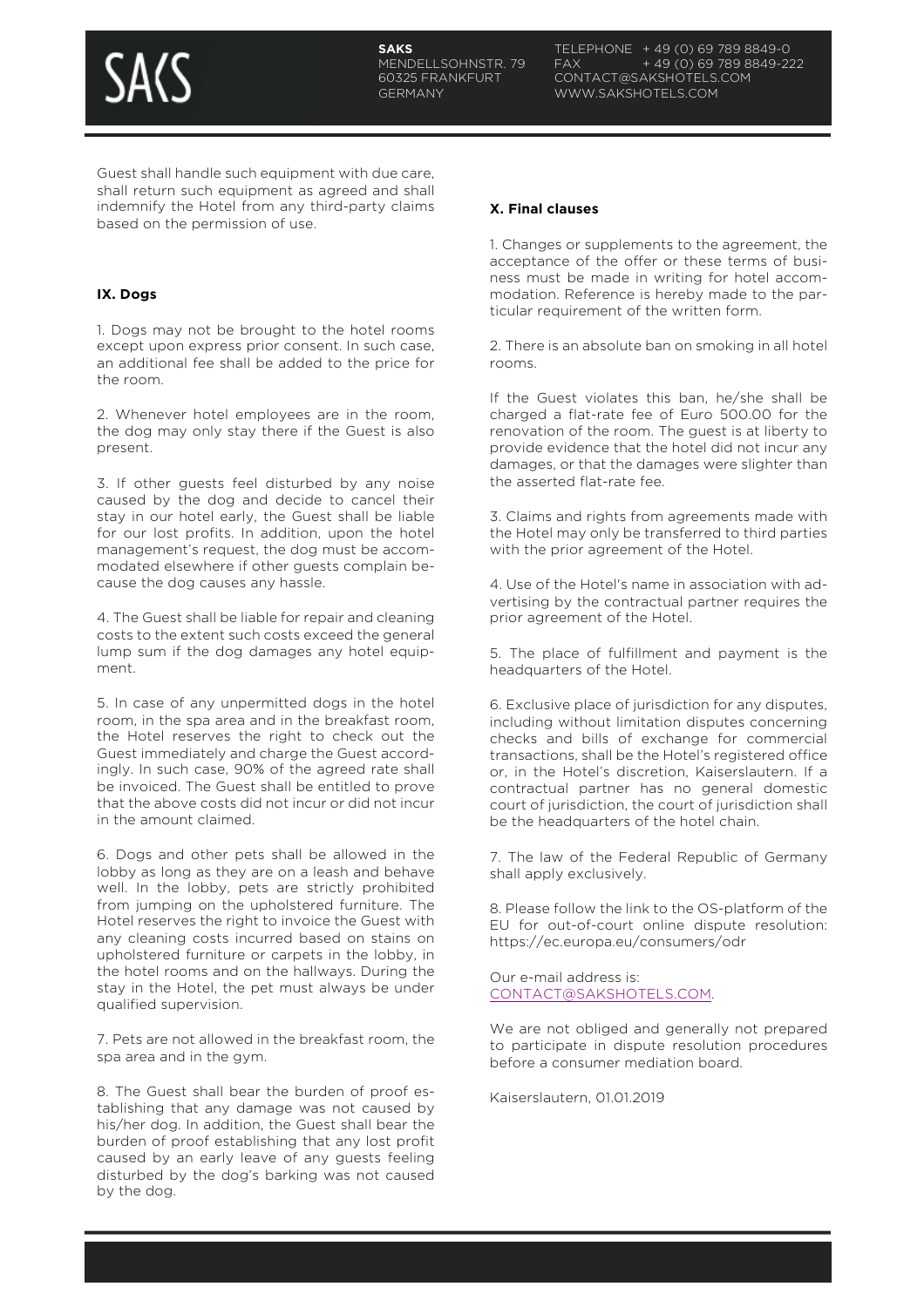Guest shall handle such equipment with due care, shall return such equipment as agreed and shall indemnify the Hotel from any third-party claims based on the permission of use.

## IX. Dogs

1. Dogs may not be brought to the hotel rooms except upon express prior consent. In such case, an additional fee shall be added to the price for the room.

2. Whenever hotel employees are in the room, the dog may only stay there if the Guest is also present.

3. If other guests feel disturbed by any noise caused by the dog and decide to cancel their stay in our hotel early, the Guest shall be liable for our lost profits. In addition, upon the hotel management's request, the dog must be accommodated elsewhere if other guests complain because the dog causes any hassle.

4. The Guest shall be liable for repair and cleaning costs to the extent such costs exceed the general lump sum if the dog damages any hotel equipment.

5. In case of any unpermitted dogs in the hotel room, in the spa area and in the breakfast room, the Hotel reserves the right to check out the Guest immediately and charge the Guest accordingly. In such case, 90% of the agreed rate shall be invoiced. The Guest shall be entitled to prove that the above costs did not incur or did not incur in the amount claimed.

6. Dogs and other pets shall be allowed in the lobby as long as they are on a leash and behave well. In the lobby, pets are strictly prohibited from jumping on the upholstered furniture. The Hotel reserves the right to invoice the Guest with any cleaning costs incurred based on stains on upholstered furniture or carpets in the lobby, in the hotel rooms and on the hallways. During the stay in the Hotel, the pet must always be under qualified supervision.

7. Pets are not allowed in the breakfast room, the spa area and in the gym.

8. The Guest shall bear the burden of proof establishing that any damage was not caused by his/her dog. In addition, the Guest shall bear the burden of proof establishing that any lost profit caused by an early leave of any guests feeling disturbed by the dog's barking was not caused by the dog.

## X. Final clauses

1. Changes or supplements to the agreement, the acceptance of the offer or these terms of business must be made in writing for hotel accommodation. Reference is hereby made to the particular requirement of the written form.

2. There is an absolute ban on smoking in all hotel rooms.

If the Guest violates this ban, he/she shall be charged a flat-rate fee of Euro 500.00 for the renovation of the room. The guest is at liberty to provide evidence that the hotel did not incur any damages, or that the damages were slighter than the asserted flat-rate fee.

3. Claims and rights from agreements made with the Hotel may only be transferred to third parties with the prior agreement of the Hotel.

4. Use of the Hotel's name in association with advertising by the contractual partner requires the prior agreement of the Hotel.

5. The place of fulfillment and payment is the headquarters of the Hotel.

6. Exclusive place of jurisdiction for any disputes, including without limitation disputes concerning checks and bills of exchange for commercial transactions, shall be the Hotel's registered office or, in the Hotel's discretion, Kaiserslautern. If a contractual partner has no general domestic court of jurisdiction, the court of jurisdiction shall be the headquarters of the hotel chain.

7. The law of the Federal Republic of Germany shall apply exclusively.

8. Please follow the link to the OS-platform of the EU for out-of-court online dispute resolution: https://ec.europa.eu/consumers/odr

Our e-mail address is:
CONTACT@SAKSHOTELS.COM.

We are not obliged and generally not prepared to participate in dispute resolution procedures before a consumer mediation board.

Kaiserslautern, 01.01.2019